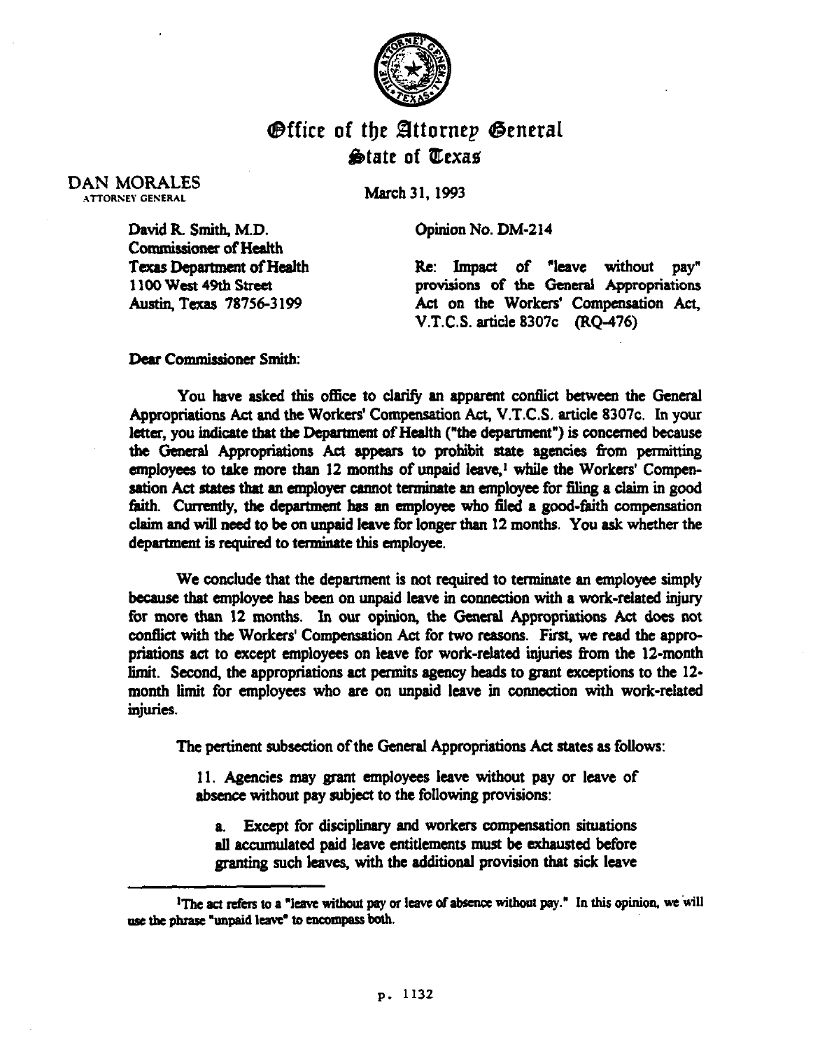# Office of the Attorney General
## State of Texas

DAN MORALES
ATTORNEY GENERAL

March 31, 1993

David R. Smith, M.D.
Commissioner of Health
Texas Department of Health
1100 West 49th Street
Austin, Texas 78756-3199

Opinion No. DM-214

Re: Impact of "leave without pay" provisions of the General Appropriations Act on the Workers' Compensation Act, V.T.C.S. article 8307c (RQ-476)

Dear Commissioner Smith:

You have asked this office to clarify an apparent conflict between the General Appropriations Act and the Workers' Compensation Act, V.T.C.S. article 8307c. In your letter, you indicate that the Department of Health ("the department") is concerned because the General Appropriations Act appears to prohibit state agencies from permitting employees to take more than 12 months of unpaid leave,[1] while the Workers' Compensation Act states that an employer cannot terminate an employee for filing a claim in good faith. Currently, the department has an employee who filed a good-faith compensation claim and will need to be on unpaid leave for longer than 12 months. You ask whether the department is required to terminate this employee.

We conclude that the department is not required to terminate an employee simply because that employee has been on unpaid leave in connection with a work-related injury for more than 12 months. In our opinion, the General Appropriations Act does not conflict with the Workers' Compensation Act for two reasons. First, we read the appropriations act to except employees on leave for work-related injuries from the 12-month limit. Second, the appropriations act permits agency heads to grant exceptions to the 12-month limit for employees who are on unpaid leave in connection with work-related injuries.

The pertinent subsection of the General Appropriations Act states as follows:

> 11. Agencies may grant employees leave without pay or leave of absence without pay subject to the following provisions:
>
> a. Except for disciplinary and workers compensation situations all accumulated paid leave entitlements must be exhausted before granting such leaves, with the additional provision that sick leave

[1] The act refers to a "leave without pay or leave of absence without pay." In this opinion, we will use the phrase "unpaid leave" to encompass both.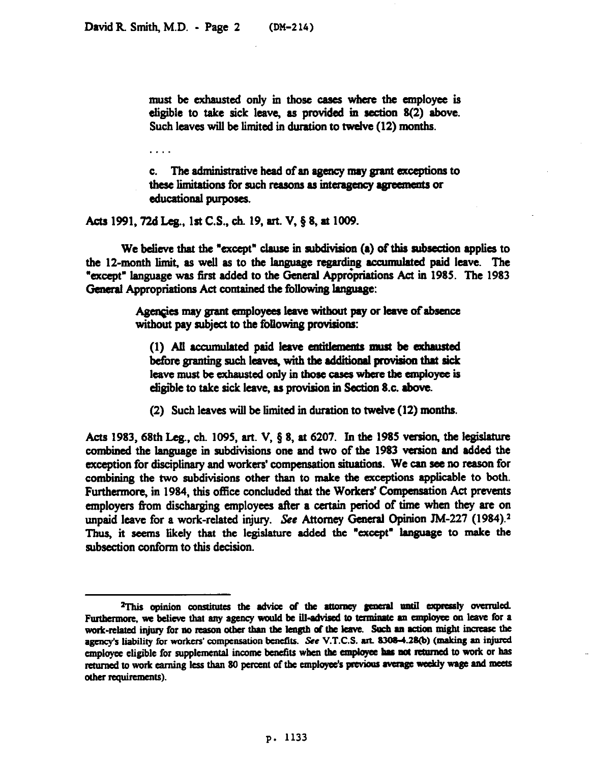> must be exhausted only in those cases where the employee is eligible to take sick leave, as provided in section 8(2) above. Such leaves will be limited in duration to twelve (12) months.
>
> . . . .
>
> c. The administrative head of an agency may grant exceptions to these limitations for such reasons as interagency agreements or educational purposes.

Acts 1991, 72d Leg., 1st C.S., ch. 19, art. V, § 8, at 1009.

We believe that the "except" clause in subdivision (a) of this subsection applies to the 12-month limit, as well as to the language regarding accumulated paid leave. The "except" language was first added to the General Appropriations Act in 1985. The 1983 General Appropriations Act contained the following language:

> Agencies may grant employees leave without pay or leave of absence without pay subject to the following provisions:
>
> (1) All accumulated paid leave entitlements must be exhausted before granting such leaves, with the additional provision that sick leave must be exhausted only in those cases where the employee is eligible to take sick leave, as provision in Section 8.c. above.
>
> (2) Such leaves will be limited in duration to twelve (12) months.

Acts 1983, 68th Leg., ch. 1095, art. V, § 8, at 6207. In the 1985 version, the legislature combined the language in subdivisions one and two of the 1983 version and added the exception for disciplinary and workers' compensation situations. We can see no reason for combining the two subdivisions other than to make the exceptions applicable to both. Furthermore, in 1984, this office concluded that the Workers' Compensation Act prevents employers from discharging employees after a certain period of time when they are on unpaid leave for a work-related injury. *See* Attorney General Opinion JM-227 (1984).[2] Thus, it seems likely that the legislature added the "except" language to make the subsection conform to this decision.

---

[2]This opinion constitutes the advice of the attorney general until expressly overruled. Furthermore, we believe that any agency would be ill-advised to terminate an employee on leave for a work-related injury for no reason other than the length of the leave. Such an action might increase the agency's liability for workers' compensation benefits. *See* V.T.C.S. art. 8308-4.28(b) (making an injured employee eligible for supplemental income benefits when the employee has not returned to work or has returned to work earning less than 80 percent of the employee's previous average weekly wage and meets other requirements).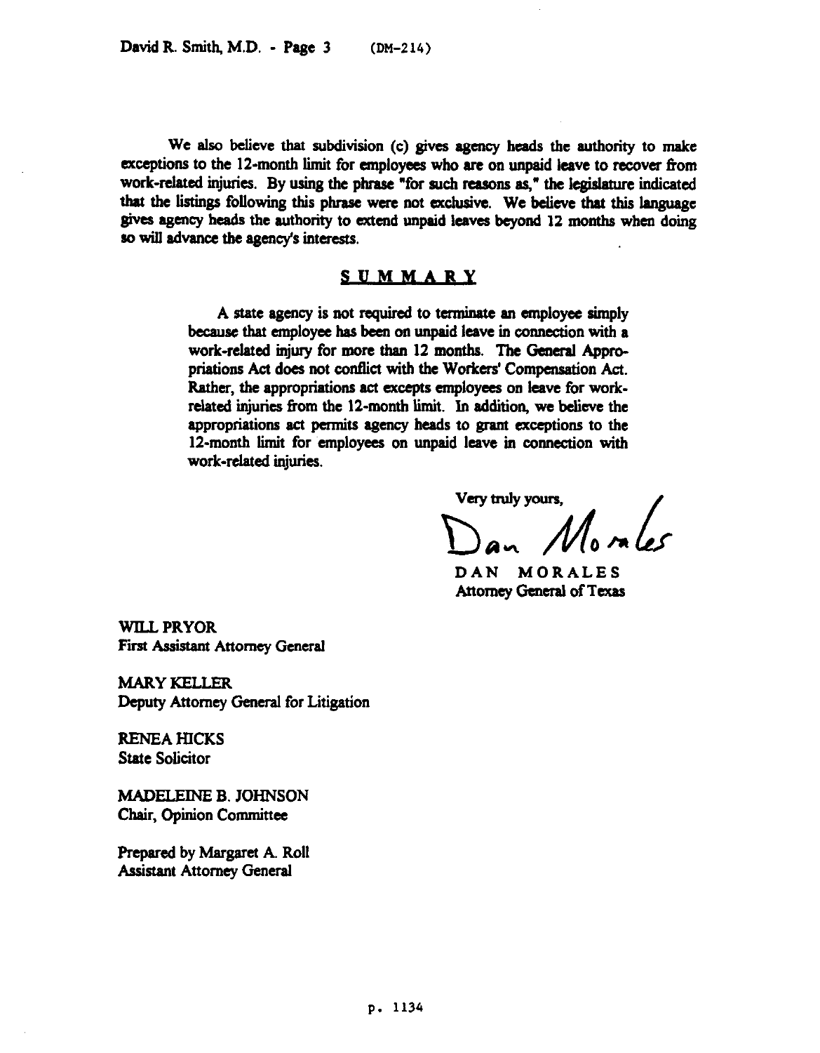We also believe that subdivision (c) gives agency heads the authority to make exceptions to the 12-month limit for employees who are on unpaid leave to recover from work-related injuries. By using the phrase "for such reasons as," the legislature indicated that the listings following this phrase were not exclusive. We believe that this language gives agency heads the authority to extend unpaid leaves beyond 12 months when doing so will advance the agency's interests.

## SUMMARY

> A state agency is not required to terminate an employee simply because that employee has been on unpaid leave in connection with a work-related injury for more than 12 months. The General Appropriations Act does not conflict with the Workers' Compensation Act. Rather, the appropriations act excepts employees on leave for work-related injuries from the 12-month limit. In addition, we believe the appropriations act permits agency heads to grant exceptions to the 12-month limit for employees on unpaid leave in connection with work-related injuries.

Very truly yours,

Dan Morales

DAN MORALES
Attorney General of Texas

WILL PRYOR
First Assistant Attorney General

MARY KELLER
Deputy Attorney General for Litigation

RENEA HICKS
State Solicitor

MADELEINE B. JOHNSON
Chair, Opinion Committee

Prepared by Margaret A. Roll
Assistant Attorney General